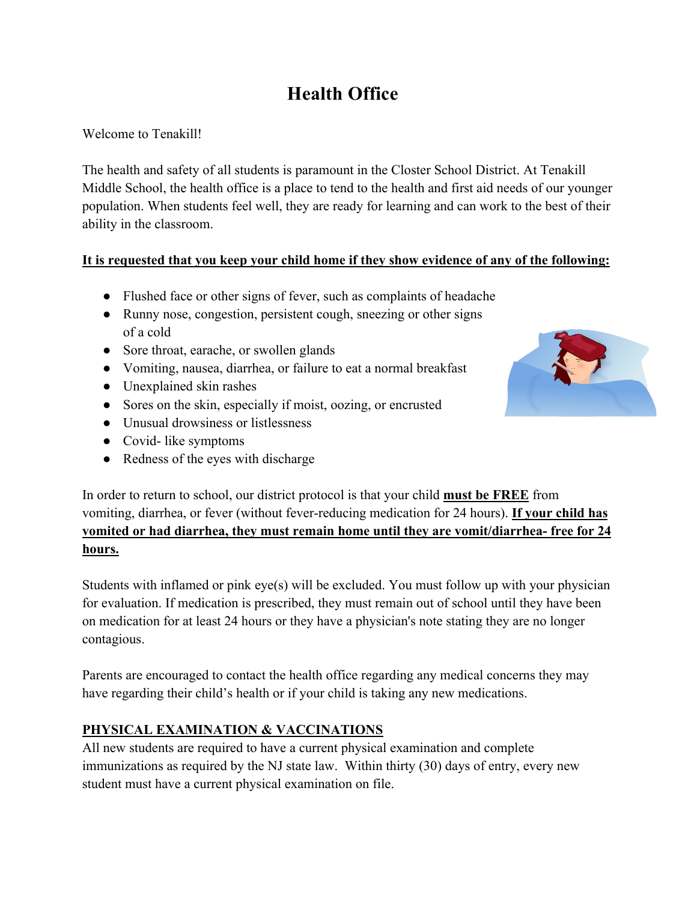# Health Office

Welcome to Tenakill!

The health and safety of all students is paramount in the Closter School District. At Tenakill Middle School, the health office is a place to tend to the health and first aid needs of our younger population. When students feel well, they are ready for learning and can work to the best of their ability in the classroom.

**<u>It is requested that you keep your child home if they show evidence of any of the following:</u>**

- Flushed face or other signs of fever, such as complaints of headache
- Runny nose, congestion, persistent cough, sneezing or other signs of a cold
- Sore throat, earache, or swollen glands
- Vomiting, nausea, diarrhea, or failure to eat a normal breakfast
- Unexplained skin rashes
- Sores on the skin, especially if moist, oozing, or encrusted
- Unusual drowsiness or listlessness
- Covid- like symptoms
- Redness of the eyes with discharge

In order to return to school, our district protocol is that your child **<u>must be FREE</u>** from vomiting, diarrhea, or fever (without fever-reducing medication for 24 hours). **<u>If your child has vomited or had diarrhea, they must remain home until they are vomit/diarrhea- free for 24 hours.</u>**

Students with inflamed or pink eye(s) will be excluded. You must follow up with your physician for evaluation. If medication is prescribed, they must remain out of school until they have been on medication for at least 24 hours or they have a physician's note stating they are no longer contagious.

Parents are encouraged to contact the health office regarding any medical concerns they may have regarding their child's health or if your child is taking any new medications.

**<u>PHYSICAL EXAMINATION & VACCINATIONS</u>**

All new students are required to have a current physical examination and complete immunizations as required by the NJ state law. Within thirty (30) days of entry, every new student must have a current physical examination on file.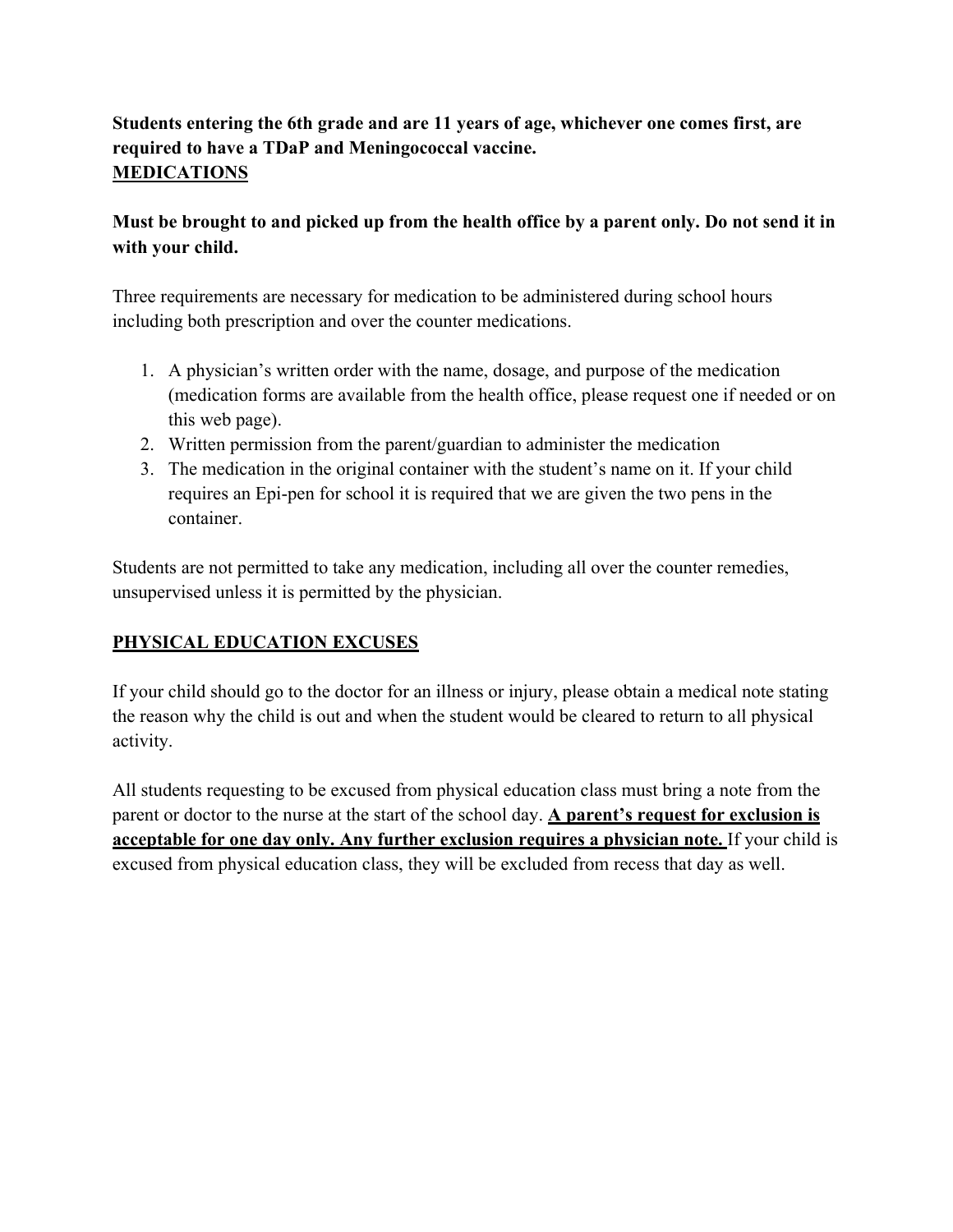**Students entering the 6th grade and are 11 years of age, whichever one comes first, are required to have a TDaP and Meningococcal vaccine.**

## MEDICATIONS

**Must be brought to and picked up from the health office by a parent only. Do not send it in with your child.**

Three requirements are necessary for medication to be administered during school hours including both prescription and over the counter medications.

1. A physician's written order with the name, dosage, and purpose of the medication (medication forms are available from the health office, please request one if needed or on this web page).
2. Written permission from the parent/guardian to administer the medication
3. The medication in the original container with the student's name on it. If your child requires an Epi-pen for school it is required that we are given the two pens in the container.

Students are not permitted to take any medication, including all over the counter remedies, unsupervised unless it is permitted by the physician.

## PHYSICAL EDUCATION EXCUSES

If your child should go to the doctor for an illness or injury, please obtain a medical note stating the reason why the child is out and when the student would be cleared to return to all physical activity.

All students requesting to be excused from physical education class must bring a note from the parent or doctor to the nurse at the start of the school day. **A parent's request for exclusion is acceptable for one day only. Any further exclusion requires a physician note.** If your child is excused from physical education class, they will be excluded from recess that day as well.